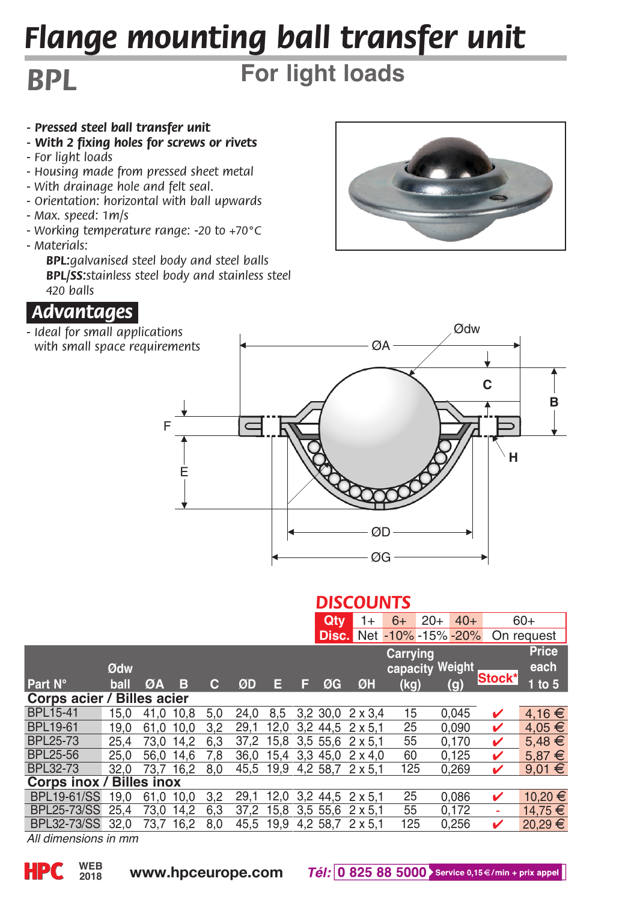# Flange mounting ball transfer unit

## BPL

## For light loads

- ***Pressed steel ball transfer unit***
- ***With 2 fixing holes for screws or rivets***
- *For light loads*
- *Housing made from pressed sheet metal*
- *With drainage hole and felt seal.*
- *Orientation: horizontal with ball upwards*
- *Max. speed: 1m/s*
- *Working temperature range: -20 to +70°C*
- *Materials:*
  - ***BPL:****galvanised steel body and steel balls*
  - ***BPL/SS:****stainless steel body and stainless steel 420 balls*

## Advantages

- *Ideal for small applications with small space requirements*

**DISCOUNTS**

| Qty | 1+ | 6+ | 20+ | 40+ | 60+ |
|---|---|---|---|---|---|
| Disc. | Net | -10% | -15% | -20% | On request |

| Part N° | Ødw ball | ØA | B | C | ØD | E | F | ØG | ØH | Carrying capacity (kg) | Weight (g) | Stock* | Price each 1 to 5 |
|---|---|---|---|---|---|---|---|---|---|---|---|---|---|
| **Corps acier / Billes acier** | | | | | | | | | | | | | |
| BPL15-41 | 15,0 | 41,0 | 10,8 | 5,0 | 24,0 | 8,5 | 3,2 | 30,0 | 2 x 3,4 | 15 | 0,045 | ✔ | 4,16 € |
| BPL19-61 | 19,0 | 61,0 | 10,0 | 3,2 | 29,1 | 12,0 | 3,2 | 44,5 | 2 x 5,1 | 25 | 0,090 | ✔ | 4,05 € |
| BPL25-73 | 25,4 | 73,0 | 14,2 | 6,3 | 37,2 | 15,8 | 3,5 | 55,6 | 2 x 5,1 | 55 | 0,170 | ✔ | 5,48 € |
| BPL25-56 | 25,0 | 56,0 | 14,6 | 7,8 | 36,0 | 15,4 | 3,3 | 45,0 | 2 x 4,0 | 60 | 0,125 | ✔ | 5,87 € |
| BPL32-73 | 32,0 | 73,7 | 16,2 | 8,0 | 45,5 | 19,9 | 4,2 | 58,7 | 2 x 5,1 | 125 | 0,269 | ✔ | 9,01 € |
| **Corps inox / Billes inox** | | | | | | | | | | | | | |
| BPL19-61/SS | 19,0 | 61,0 | 10,0 | 3,2 | 29,1 | 12,0 | 3,2 | 44,5 | 2 x 5,1 | 25 | 0,086 | ✔ | 10,20 € |
| BPL25-73/SS | 25,4 | 73,0 | 14,2 | 6,3 | 37,2 | 15,8 | 3,5 | 55,6 | 2 x 5,1 | 55 | 0,172 | - | 14,75 € |
| BPL32-73/SS | 32,0 | 73,7 | 16,2 | 8,0 | 45,5 | 19,9 | 4,2 | 58,7 | 2 x 5,1 | 125 | 0,256 | ✔ | 20,29 € |

*All dimensions in mm*

www.hpceurope.com *Tél:* 0 825 88 5000 Service 0,15 €/min + prix appel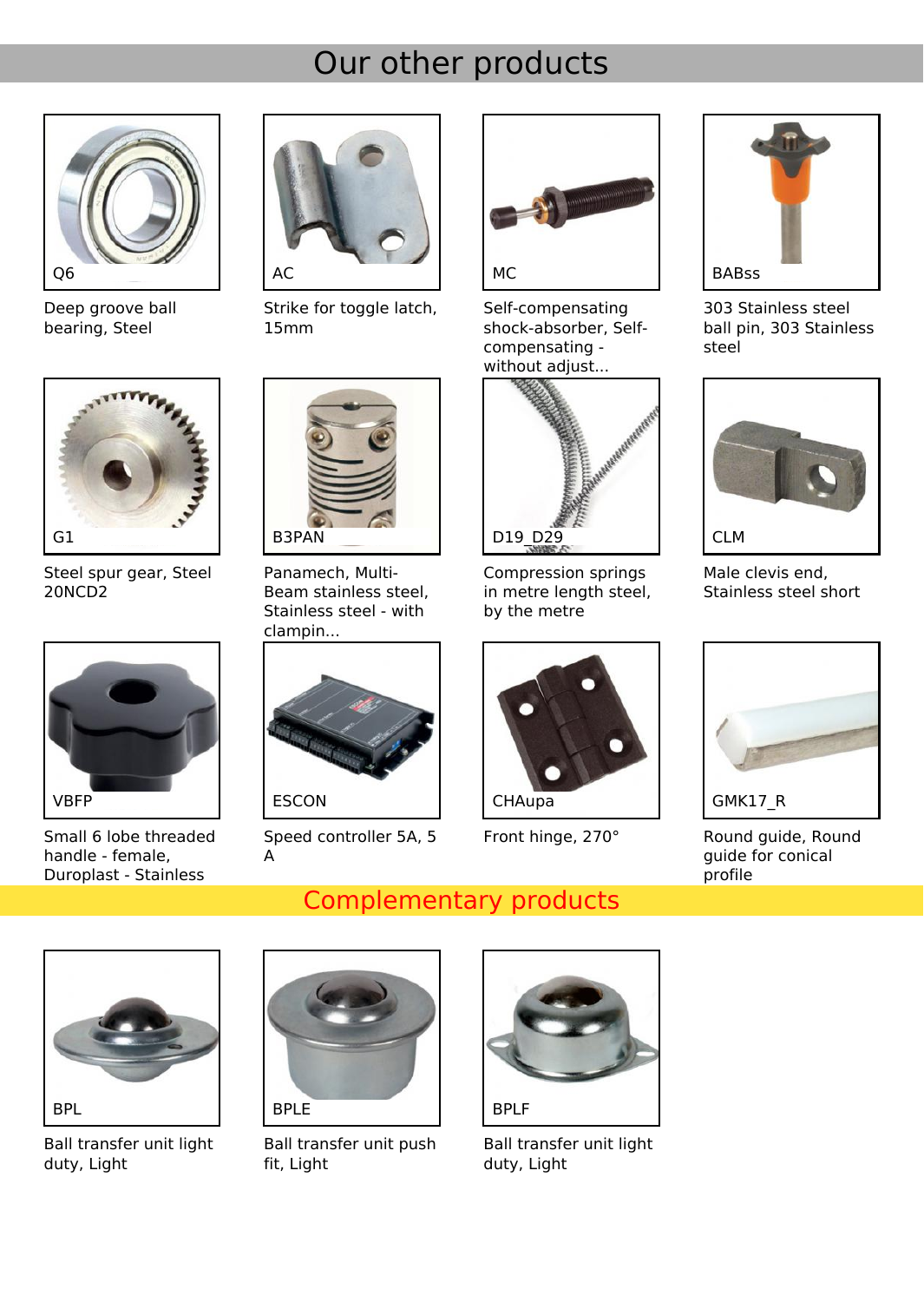# Our other products

Q6

Deep groove ball bearing, Steel

AC

Strike for toggle latch, 15mm

MC

Self-compensating shock-absorber, Self-compensating - without adjust...

BABss

303 Stainless steel ball pin, 303 Stainless steel

G1

Steel spur gear, Steel 20NCD2

B3PAN

Panamech, Multi-Beam stainless steel, Stainless steel - with clampin...

D19_D29

Compression springs in metre length steel, by the metre

CLM

Male clevis end, Stainless steel short

VBFP

Small 6 lobe threaded handle - female, Duroplast - Stainless

ESCON

Speed controller 5A, 5 A

CHAupa

Front hinge, 270°

GMK17_R

Round guide, Round guide for conical profile

# Complementary products

BPL

Ball transfer unit light duty, Light

BPLE

Ball transfer unit push fit, Light

BPLF

Ball transfer unit light duty, Light